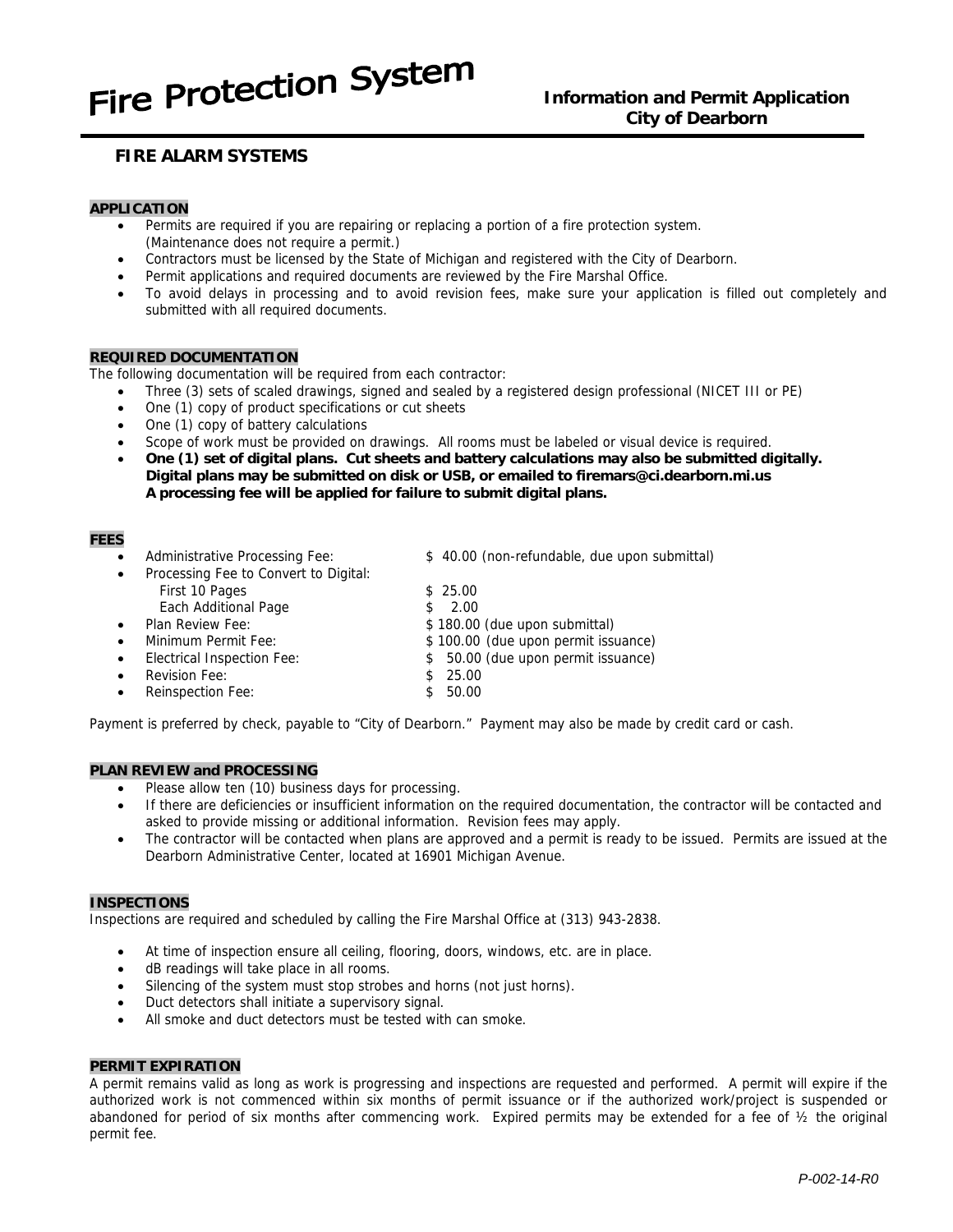# Fire Protection System

**Information and Permit Application**
**City of Dearborn**

## FIRE ALARM SYSTEMS

### APPLICATION

- Permits are required if you are repairing or replacing a portion of a fire protection system. (Maintenance does not require a permit.)
- Contractors must be licensed by the State of Michigan and registered with the City of Dearborn.
- Permit applications and required documents are reviewed by the Fire Marshal Office.
- To avoid delays in processing and to avoid revision fees, make sure your application is filled out completely and submitted with all required documents.

### REQUIRED DOCUMENTATION

The following documentation will be required from each contractor:

- Three (3) sets of scaled drawings, signed and sealed by a registered design professional (NICET III or PE)
- One (1) copy of product specifications or cut sheets
- One (1) copy of battery calculations
- Scope of work must be provided on drawings. All rooms must be labeled or visual device is required.
- **One (1) set of digital plans. Cut sheets and battery calculations may also be submitted digitally. Digital plans may be submitted on disk or USB, or emailed to firemars@ci.dearborn.mi.us A processing fee will be applied for failure to submit digital plans.**

### FEES

- Administrative Processing Fee: $ 40.00 (non-refundable, due upon submittal)
- Processing Fee to Convert to Digital:
  - First 10 Pages $ 25.00
  - Each Additional Page $ 2.00
- Plan Review Fee: $ 180.00 (due upon submittal)
- Minimum Permit Fee: $ 100.00 (due upon permit issuance)
- Electrical Inspection Fee: $ 50.00 (due upon permit issuance)
- Revision Fee: $ 25.00
- Reinspection Fee: $ 50.00

Payment is preferred by check, payable to "City of Dearborn." Payment may also be made by credit card or cash.

### PLAN REVIEW and PROCESSING

- Please allow ten (10) business days for processing.
- If there are deficiencies or insufficient information on the required documentation, the contractor will be contacted and asked to provide missing or additional information. Revision fees may apply.
- The contractor will be contacted when plans are approved and a permit is ready to be issued. Permits are issued at the Dearborn Administrative Center, located at 16901 Michigan Avenue.

### INSPECTIONS

Inspections are required and scheduled by calling the Fire Marshal Office at (313) 943-2838.

- At time of inspection ensure all ceiling, flooring, doors, windows, etc. are in place.
- dB readings will take place in all rooms.
- Silencing of the system must stop strobes and horns (not just horns).
- Duct detectors shall initiate a supervisory signal.
- All smoke and duct detectors must be tested with can smoke.

### PERMIT EXPIRATION

A permit remains valid as long as work is progressing and inspections are requested and performed. A permit will expire if the authorized work is not commenced within six months of permit issuance or if the authorized work/project is suspended or abandoned for period of six months after commencing work. Expired permits may be extended for a fee of ½ the original permit fee.

*P-002-14-R0*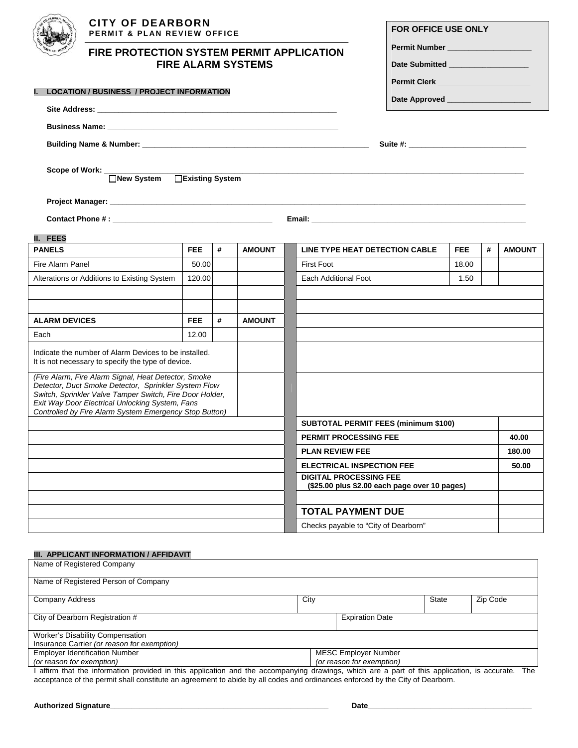**CITY OF DEARBORN**
**PERMIT & PLAN REVIEW OFFICE**

# FIRE PROTECTION SYSTEM PERMIT APPLICATION FIRE ALARM SYSTEMS

| FOR OFFICE USE ONLY |
|---|
| Permit Number ___________________ |
| Date Submitted ___________________ |
| Permit Clerk _____________________ |
| Date Approved ___________________ |

## I. LOCATION / BUSINESS / PROJECT INFORMATION

**Site Address:** ___________________________________________________________

**Business Name:** ___________________________________________________________

**Building Name & Number:** ___________________________________________________________ **Suite #:** ___________________________

**Scope of Work:** ___________________________________________________________

☐ **New System** ☐ **Existing System**

**Project Manager:** ___________________________________________________________

**Contact Phone # :** _____________________________________ **Email:** ___________________________________________________

## II. FEES

| PANELS | FEE | # | AMOUNT | | LINE TYPE HEAT DETECTION CABLE | FEE | # | AMOUNT |
|---|---|---|---|---|---|---|---|---|
| Fire Alarm Panel | 50.00 | | | | First Foot | 18.00 | | |
| Alterations or Additions to Existing System | 120.00 | | | | Each Additional Foot | 1.50 | | |
| | | | | | | | | |
| | | | | | | | | |
| **ALARM DEVICES** | **FEE** | **#** | **AMOUNT** | | | | | |
| Each | 12.00 | | | | | | | |
| Indicate the number of Alarm Devices to be installed. It is not necessary to specify the type of device. | | | | | | | | |
| *(Fire Alarm, Fire Alarm Signal, Heat Detector, Smoke Detector, Duct Smoke Detector, Sprinkler System Flow Switch, Sprinkler Valve Tamper Switch, Fire Door Holder, Exit Way Door Electrical Unlocking System, Fans Controlled by Fire Alarm System Emergency Stop Button)* | | | | | | | | |
| | | | | | **SUBTOTAL PERMIT FEES (minimum $100)** | | | |
| | | | | | **PERMIT PROCESSING FEE** | | | **40.00** |
| | | | | | **PLAN REVIEW FEE** | | | **180.00** |
| | | | | | **ELECTRICAL INSPECTION FEE** | | | **50.00** |
| | | | | | **DIGITAL PROCESSING FEE** **($25.00 plus $2.00 each page over 10 pages)** | | | |
| | | | | | | | | |
| | | | | | **TOTAL PAYMENT DUE** | | | |
| | | | | | Checks payable to "City of Dearborn" | | | |

## III. APPLICANT INFORMATION / AFFIDAVIT

| | | | | |
|---|---|---|---|---|
| Name of Registered Company | | | | |
| Name of Registered Person of Company | | | | |
| Company Address | City | | State | Zip Code |
| City of Dearborn Registration # | | Expiration Date | | |
| Worker's Disability Compensation Insurance Carrier *(or reason for exemption)* | | | | |
| Employer Identification Number *(or reason for exemption)* | MESC Employer Number *(or reason for exemption)* | | | |

I affirm that the information provided in this application and the accompanying drawings, which are a part of this application, is accurate. The acceptance of the permit shall constitute an agreement to abide by all codes and ordinances enforced by the City of Dearborn.

**Authorized Signature**_____________________________________________ **Date**____________________________________